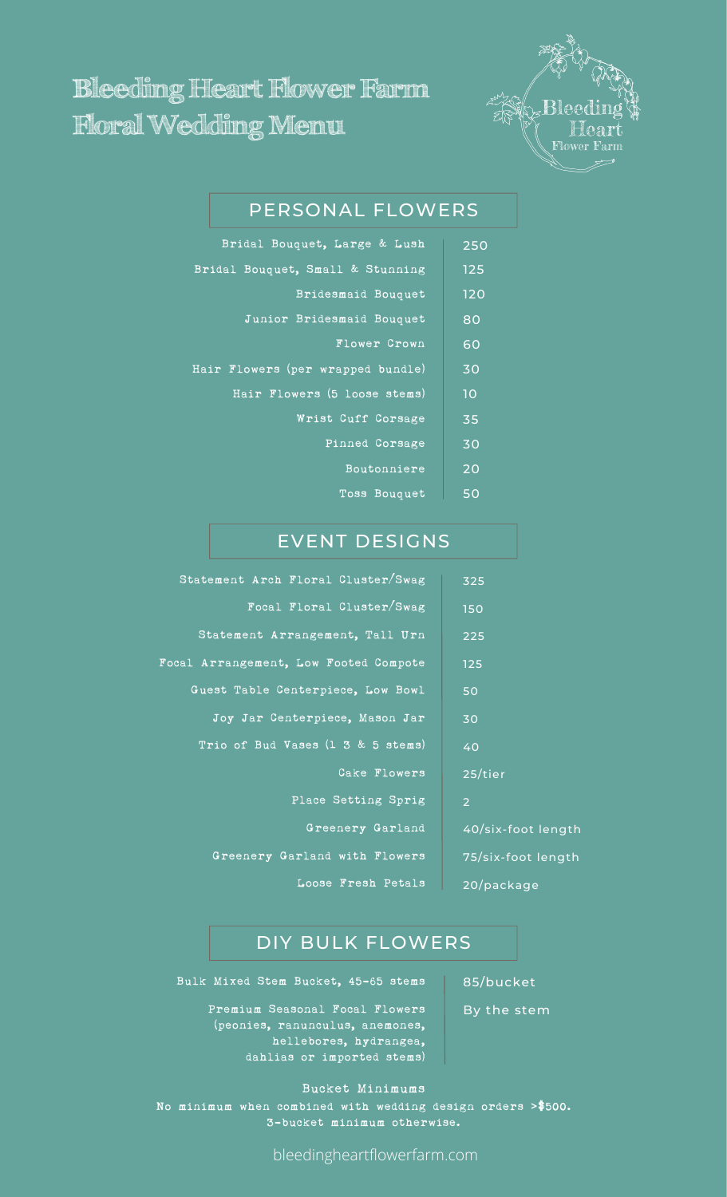# Bleeding Heart Flower Farm Floral Wedding Menu

## PERSONAL FLOWERS

| Item | Price |
|---|---|
| Bridal Bouquet, Large & Lush | 250 |
| Bridal Bouquet, Small & Stunning | 125 |
| Bridesmaid Bouquet | 120 |
| Junior Bridesmaid Bouquet | 80 |
| Flower Crown | 60 |
| Hair Flowers (per wrapped bundle) | 30 |
| Hair Flowers (5 loose stems) | 10 |
| Wrist Cuff Corsage | 35 |
| Pinned Corsage | 30 |
| Boutonniere | 20 |
| Toss Bouquet | 50 |

## EVENT DESIGNS

| Item | Price |
|---|---|
| Statement Arch Floral Cluster/Swag | 325 |
| Focal Floral Cluster/Swag | 150 |
| Statement Arrangement, Tall Urn | 225 |
| Focal Arrangement, Low Footed Compote | 125 |
| Guest Table Centerpiece, Low Bowl | 50 |
| Joy Jar Centerpiece, Mason Jar | 30 |
| Trio of Bud Vases (1 3 & 5 stems) | 40 |
| Cake Flowers | 25/tier |
| Place Setting Sprig | 2 |
| Greenery Garland | 40/six-foot length |
| Greenery Garland with Flowers | 75/six-foot length |
| Loose Fresh Petals | 20/package |

## DIY BULK FLOWERS

| Item | Price |
|---|---|
| Bulk Mixed Stem Bucket, 45-65 stems | 85/bucket |
| Premium Seasonal Focal Flowers (peonies, ranunculus, anemones, hellebores, hydrangea, dahlias or imported stems) | By the stem |

**Bucket Minimums**

No minimum when combined with wedding design orders >$500.
3-bucket minimum otherwise.

bleedingheartflowerfarm.com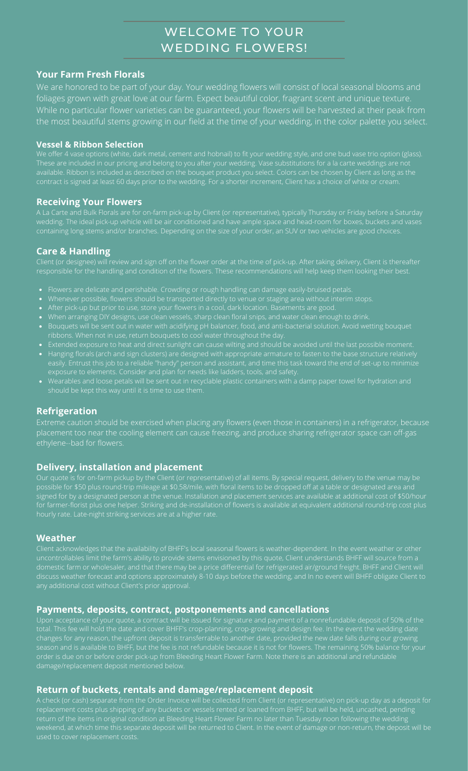# WELCOME TO YOUR WEDDING FLOWERS!

## Your Farm Fresh Florals

We are honored to be part of your day. Your wedding flowers will consist of local seasonal blooms and foliages grown with great love at our farm. Expect beautiful color, fragrant scent and unique texture. While no particular flower varieties can be guaranteed, your flowers will be harvested at their peak from the most beautiful stems growing in our field at the time of your wedding, in the color palette you select.

### Vessel & Ribbon Selection

We offer 4 vase options (white, dark metal, cement and hobnail) to fit your wedding style, and one bud vase trio option (glass). These are included in our pricing and belong to you after your wedding. Vase substitutions for a la carte weddings are not available. Ribbon is included as described on the bouquet product you select. Colors can be chosen by Client as long as the contract is signed at least 60 days prior to the wedding. For a shorter increment, Client has a choice of white or cream.

## Receiving Your Flowers

A La Carte and Bulk Florals are for on-farm pick-up by Client (or representative), typically Thursday or Friday before a Saturday wedding. The ideal pick-up vehicle will be air conditioned and have ample space and head-room for boxes, buckets and vases containing long stems and/or branches. Depending on the size of your order, an SUV or two vehicles are good choices.

## Care & Handling

Client (or designee) will review and sign off on the flower order at the time of pick-up. After taking delivery, Client is thereafter responsible for the handling and condition of the flowers. These recommendations will help keep them looking their best.

- Flowers are delicate and perishable. Crowding or rough handling can damage easily-bruised petals.
- Whenever possible, flowers should be transported directly to venue or staging area without interim stops.
- After pick-up but prior to use, store your flowers in a cool, dark location. Basements are good.
- When arranging DIY designs, use clean vessels, sharp clean floral snips, and water clean enough to drink.
- Bouquets will be sent out in water with acidifying pH balancer, food, and anti-bacterial solution. Avoid wetting bouquet ribbons. When not in use, return bouquets to cool water throughout the day.
- Extended exposure to heat and direct sunlight can cause wilting and should be avoided until the last possible moment.
- Hanging florals (arch and sign clusters) are designed with appropriate armature to fasten to the base structure relatively easily. Entrust this job to a reliable "handy" person and assistant, and time this task toward the end of set-up to minimize exposure to elements. Consider and plan for needs like ladders, tools, and safety.
- Wearables and loose petals will be sent out in recyclable plastic containers with a damp paper towel for hydration and should be kept this way until it is time to use them.

## Refrigeration

Extreme caution should be exercised when placing any flowers (even those in containers) in a refrigerator, because placement too near the cooling element can cause freezing, and produce sharing refrigerator space can off-gas ethylene--bad for flowers.

## Delivery, installation and placement

Our quote is for on-farm pickup by the Client (or representative) of all items. By special request, delivery to the venue may be possible for $50 plus round-trip mileage at $0.58/mile, with floral items to be dropped off at a table or designated area and signed for by a designated person at the venue. Installation and placement services are available at additional cost of $50/hour for farmer-florist plus one helper. Striking and de-installation of flowers is available at equivalent additional round-trip cost plus hourly rate. Late-night striking services are at a higher rate.

## Weather

Client acknowledges that the availability of BHFF's local seasonal flowers is weather-dependent. In the event weather or other uncontrollables limit the farm's ability to provide stems envisioned by this quote, Client understands BHFF will source from a domestic farm or wholesaler, and that there may be a price differential for refrigerated air/ground freight. BHFF and Client will discuss weather forecast and options approximately 8-10 days before the wedding, and In no event will BHFF obligate Client to any additional cost without Client's prior approval.

## Payments, deposits, contract, postponements and cancellations

Upon acceptance of your quote, a contract will be issued for signature and payment of a nonrefundable deposit of 50% of the total. This fee will hold the date and cover BHFF's crop-planning, crop-growing and design fee. In the event the wedding date changes for any reason, the upfront deposit is transferrable to another date, provided the new date falls during our growing season and is available to BHFF, but the fee is not refundable because it is not for flowers. The remaining 50% balance for your order is due on or before order pick-up from Bleeding Heart Flower Farm. Note there is an additional and refundable damage/replacement deposit mentioned below.

## Return of buckets, rentals and damage/replacement deposit

A check (or cash) separate from the Order Invoice will be collected from Client (or representative) on pick-up day as a deposit for replacement costs plus shipping of any buckets or vessels rented or loaned from BHFF, but will be held, uncashed, pending return of the items in original condition at Bleeding Heart Flower Farm no later than Tuesday noon following the wedding weekend, at which time this separate deposit will be returned to Client. In the event of damage or non-return, the deposit will be used to cover replacement costs.